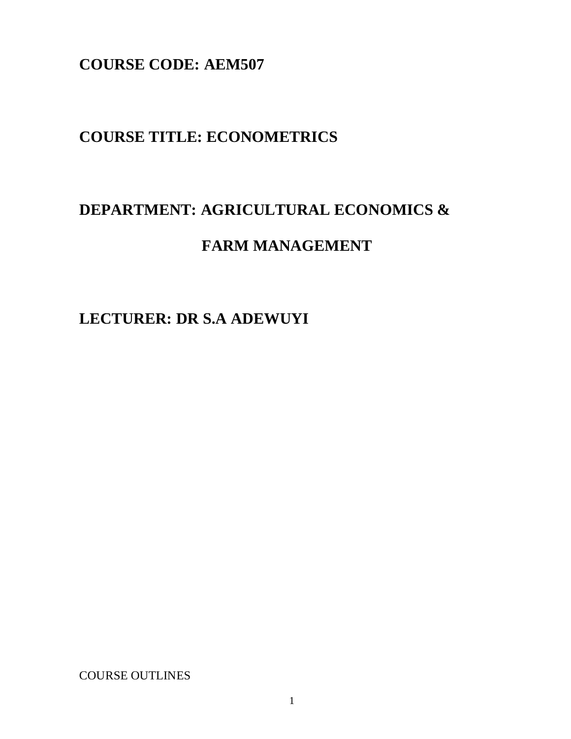**COURSE CODE: AEM507**

**COURSE TITLE: ECONOMETRICS**

**DEPARTMENT: AGRICULTURAL ECONOMICS &**

**FARM MANAGEMENT**

**LECTURER: DR S.A ADEWUYI**

COURSE OUTLINES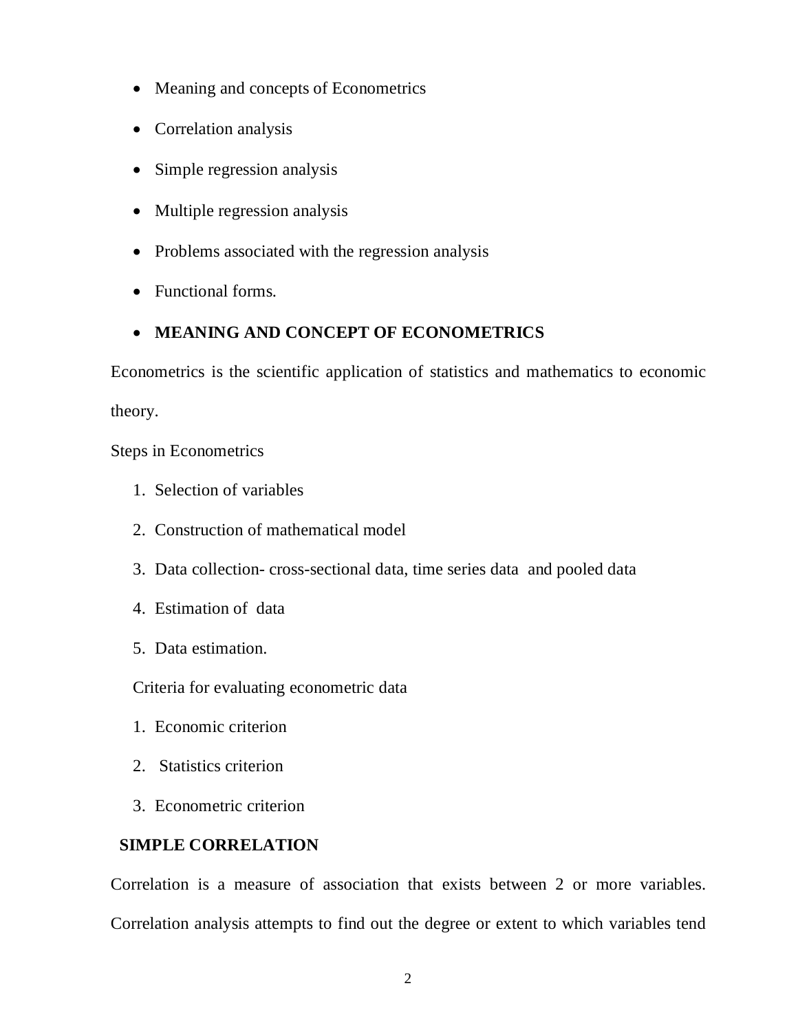- Meaning and concepts of Econometrics
- Correlation analysis
- Simple regression analysis
- Multiple regression analysis
- Problems associated with the regression analysis
- Functional forms.
- **MEANING AND CONCEPT OF ECONOMETRICS**

Econometrics is the scientific application of statistics and mathematics to economic theory.

Steps in Econometrics

1. Selection of variables
2. Construction of mathematical model
3. Data collection- cross-sectional data, time series data and pooled data
4. Estimation of data
5. Data estimation.

Criteria for evaluating econometric data

1. Economic criterion
2. Statistics criterion
3. Econometric criterion

**SIMPLE CORRELATION**

Correlation is a measure of association that exists between 2 or more variables. Correlation analysis attempts to find out the degree or extent to which variables tend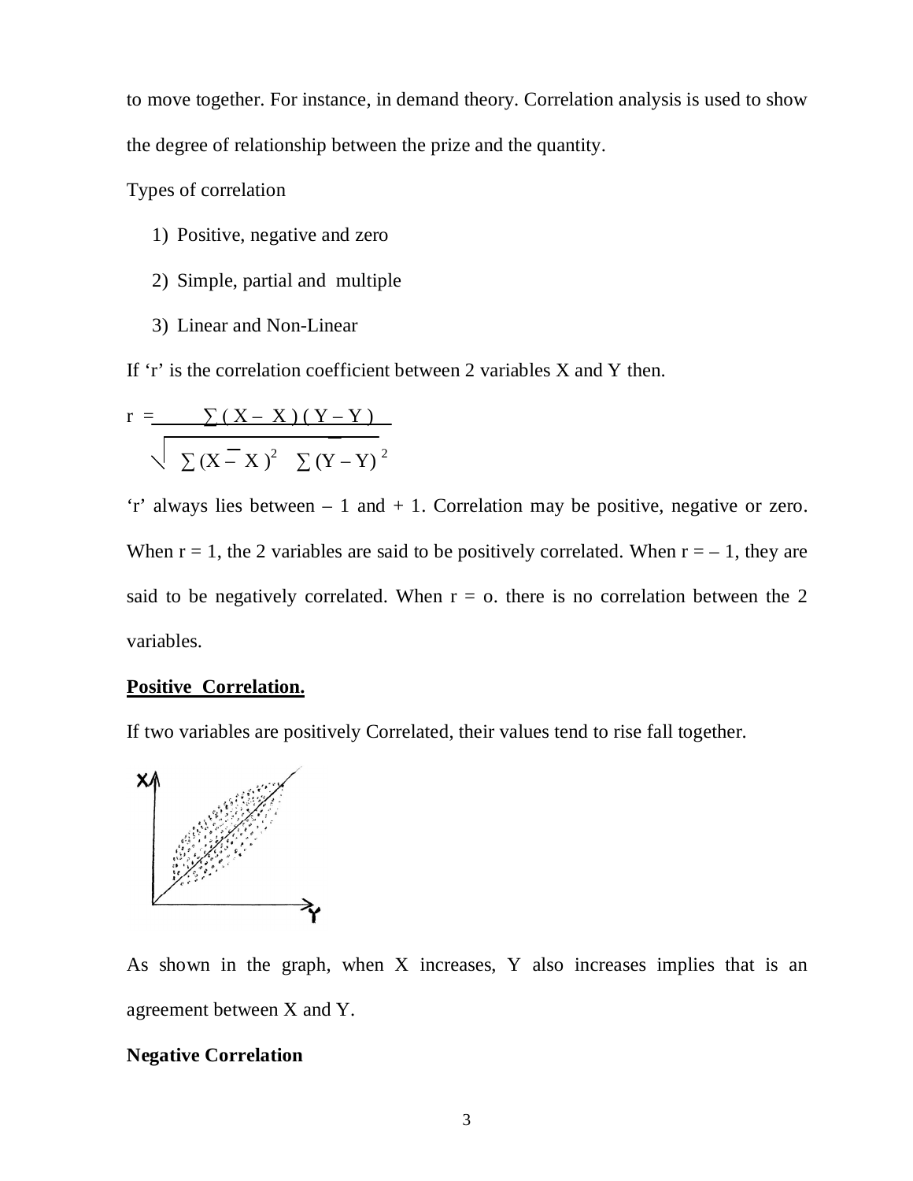to move together. For instance, in demand theory. Correlation analysis is used to show the degree of relationship between the prize and the quantity.

Types of correlation

1) Positive, negative and zero
2) Simple, partial and multiple
3) Linear and Non-Linear

If 'r' is the correlation coefficient between 2 variables X and Y then.

$$r = \frac{\sum (X - \bar{X})(Y - \bar{Y})}{\sqrt{\sum (X - \bar{X})^2 \sum (Y - \bar{Y})^2}}$$

'r' always lies between – 1 and + 1. Correlation may be positive, negative or zero. When r = 1, the 2 variables are said to be positively correlated. When r = – 1, they are said to be negatively correlated. When r = o. there is no correlation between the 2 variables.

**Positive Correlation.**

If two variables are positively Correlated, their values tend to rise fall together.

As shown in the graph, when X increases, Y also increases implies that is an agreement between X and Y.

**Negative Correlation**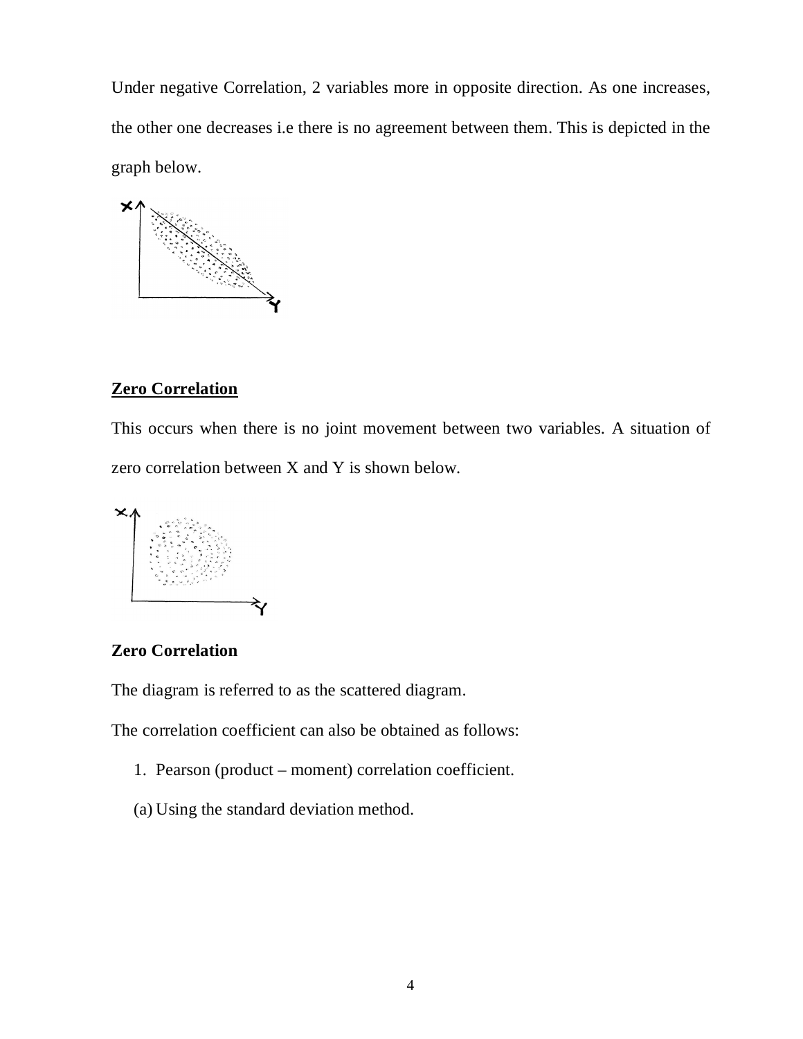Under negative Correlation, 2 variables more in opposite direction. As one increases, the other one decreases i.e there is no agreement between them. This is depicted in the graph below.

**Zero Correlation**

This occurs when there is no joint movement between two variables. A situation of zero correlation between X and Y is shown below.

**Zero Correlation**

The diagram is referred to as the scattered diagram.

The correlation coefficient can also be obtained as follows:

1. Pearson (product – moment) correlation coefficient.

(a) Using the standard deviation method.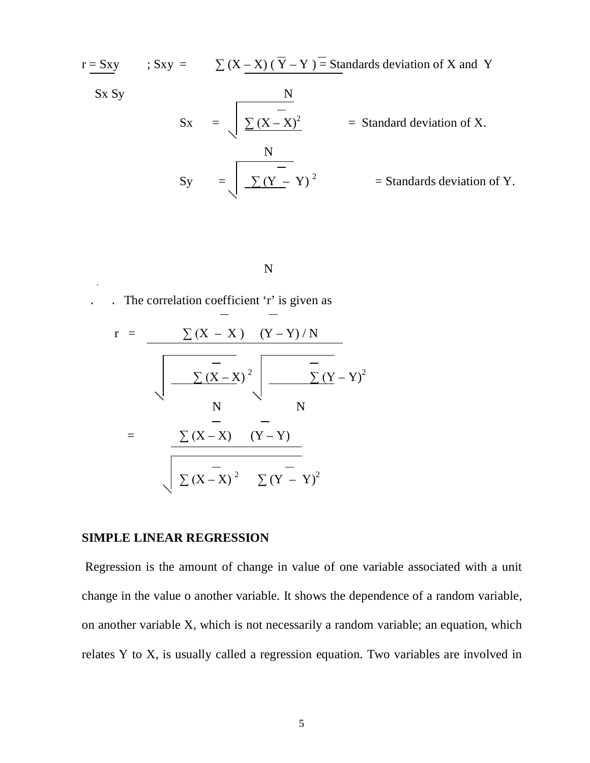$$r = \frac{S_{xy}}{S_x S_y} \quad ; S_{xy} = \frac{\sum (X - \bar{X})(\bar{Y} - Y)}{N} = \text{Standards deviation of X and Y}$$

$$S_x = \sqrt{\frac{\sum (X - \bar{X})^2}{N}} \quad = \text{Standard deviation of X.}$$

$$S_y = \sqrt{\frac{\sum (Y - \bar{Y})^2}{N}} \quad = \text{Standards deviation of Y.}$$

∴ The correlation coefficient 'r' is given as

$$r = \frac{\sum (X - \bar{X})(Y - \bar{Y}) / N}{\sqrt{\frac{\sum (X - \bar{X})^2}{N}} \sqrt{\frac{\sum (Y - \bar{Y})^2}{N}}}$$

$$= \frac{\sum (X - \bar{X})(Y - \bar{Y})}{\sqrt{\sum (X - \bar{X})^2 \sum (Y - \bar{Y})^2}}$$

**SIMPLE LINEAR REGRESSION**

Regression is the amount of change in value of one variable associated with a unit change in the value o another variable. It shows the dependence of a random variable, on another variable X, which is not necessarily a random variable; an equation, which relates Y to X, is usually called a regression equation. Two variables are involved in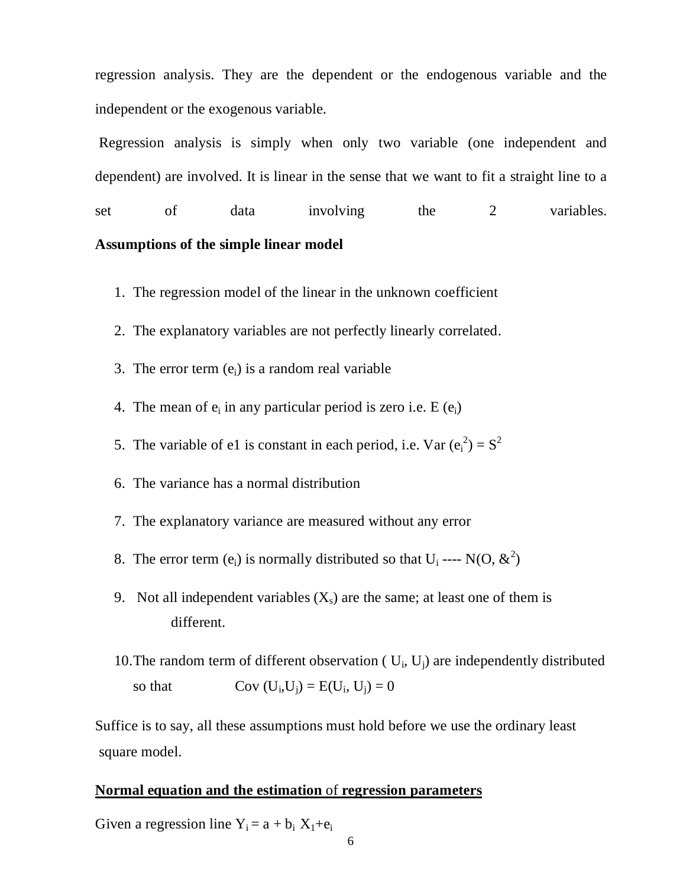regression analysis. They are the dependent or the endogenous variable and the independent or the exogenous variable.

Regression analysis is simply when only two variable (one independent and dependent) are involved. It is linear in the sense that we want to fit a straight line to a set of data involving the 2 variables.

**Assumptions of the simple linear model**

1. The regression model of the linear in the unknown coefficient
2. The explanatory variables are not perfectly linearly correlated.
3. The error term ($e_i$) is a random real variable
4. The mean of $e_i$ in any particular period is zero i.e. E ($e_i$)
5. The variable of e1 is constant in each period, i.e. Var ($e_i^2$) = $S^2$
6. The variance has a normal distribution
7. The explanatory variance are measured without any error
8. The error term ($e_i$) is normally distributed so that $U_i$ ---- N(O, $\&^2$)
9. Not all independent variables ($X_s$) are the same; at least one of them is different.
10. The random term of different observation ( $U_i$, $U_j$) are independently distributed so that Cov ($U_i$,$U_j$) = E($U_i$, $U_j$) = 0

Suffice is to say, all these assumptions must hold before we use the ordinary least square model.

**<u>Normal equation and the estimation</u>** <u>of</u> **<u>regression parameters</u>**

Given a regression line $Y_i = a + b_i\ X_1 + e_i$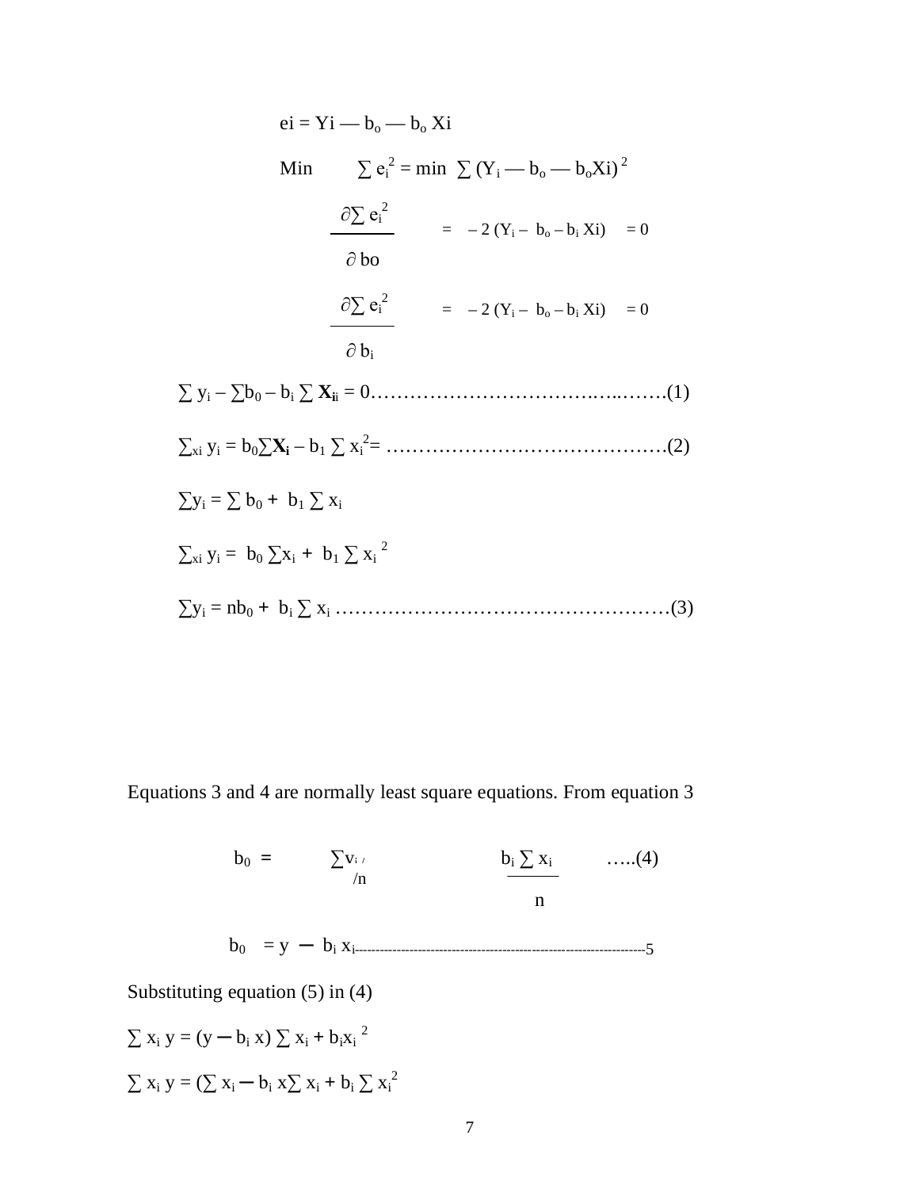$$ei = Yi — b_o — b_o Xi$$

$$\text{Min} \quad \sum e_i^2 = \min \sum (Y_i — b_o — b_o Xi)^2$$

$$\frac{\partial \sum e_i^2}{\partial bo} = -2 (Y_i - b_o - b_i Xi) = 0$$

$$\frac{\partial \sum e_i^2}{\partial b_i} = -2 (Y_i - b_o - b_i Xi) = 0$$

$$\sum y_i - \sum b_0 - b_i \sum \mathbf{X_{ii}} = 0 \ldots\ldots\ldots\ldots\ldots\ldots\ldots\ldots\ldots\ldots\ldots\ldots(1)$$

$$\sum_{xi} y_i = b_0 \sum \mathbf{X_i} - b_1 \sum x_i^2 = \ldots\ldots\ldots\ldots\ldots\ldots\ldots\ldots\ldots\ldots\ldots\ldots\ldots(2)$$

$$\sum y_i = \sum b_0 + b_1 \sum x_i$$

$$\sum_{xi} y_i = b_0 \sum x_i + b_1 \sum x_i^2$$

$$\sum y_i = nb_0 + b_i \sum x_i \ldots\ldots\ldots\ldots\ldots\ldots\ldots\ldots\ldots\ldots\ldots\ldots\ldots\ldots\ldots(3)$$

Equations 3 and 4 are normally least square equations. From equation 3

$$b_0 = \sum v_i / n \qquad \frac{b_i \sum x_i}{n} \quad \ldots..(4)$$

$$b_0 = y - b_i x_i \text{-----------------------------------------------------------------}5$$

Substituting equation (5) in (4)

$$\sum x_i y = (y - b_i x) \sum x_i + b_i x_i^2$$

$$\sum x_i y = (\sum x_i - b_i x \sum x_i + b_i \sum x_i^2$$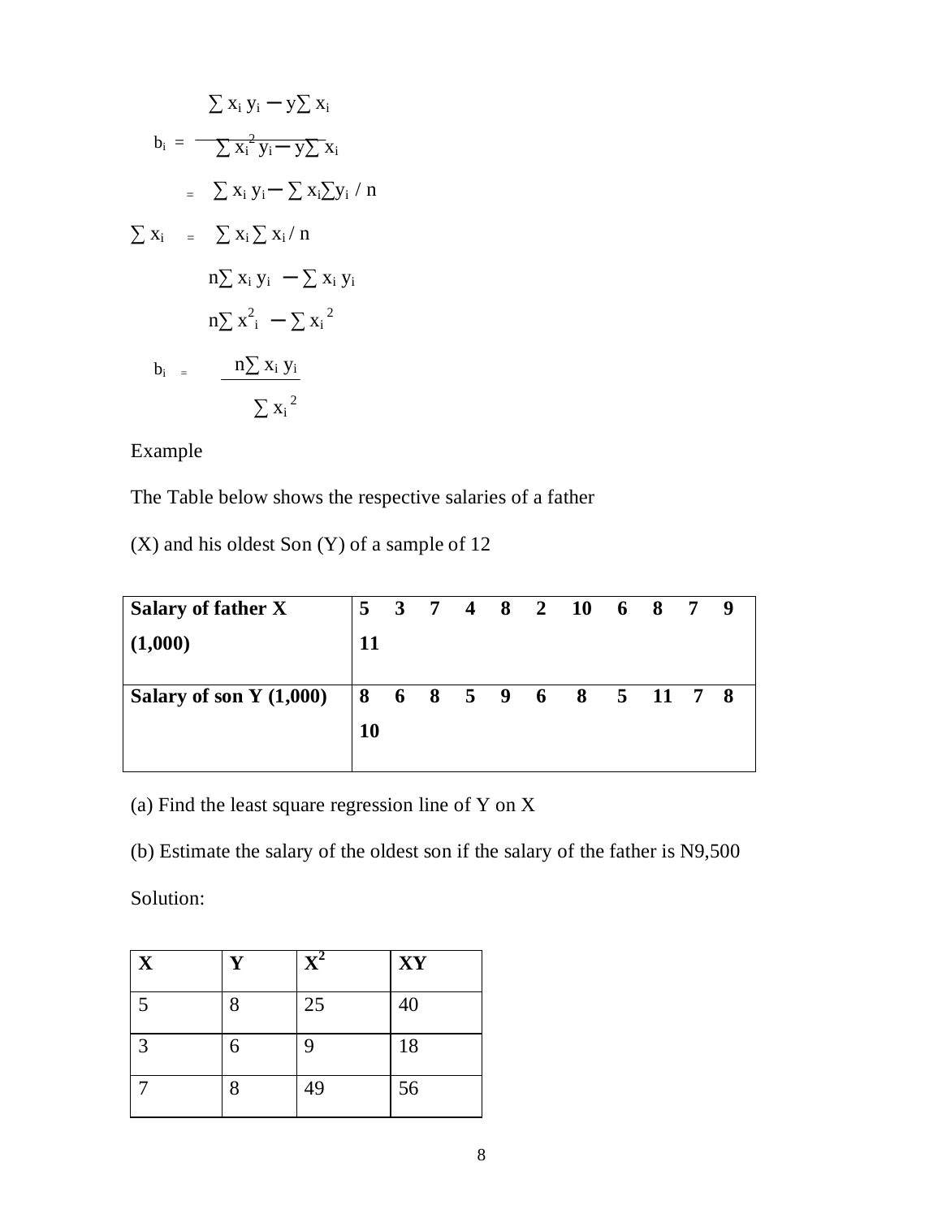$$b_i = \frac{\sum x_i\, y_i - y \sum x_i}{\sum x_i^2\, y_i - y \sum x_i}$$

$$= \sum x_i\, y_i - \sum x_i \sum y_i \,/\, n$$

$$\sum x_i \quad = \quad \sum x_i \sum x_i \,/\, n$$

$$n \sum x_i\, y_i \ - \sum x_i\, y_i$$

$$n \sum x_i^2 \ - \sum x_i^{\ 2}$$

$$b_i = \frac{n \sum x_i\, y_i}{\sum x_i^{\ 2}}$$

Example

The Table below shows the respective salaries of a father

(X) and his oldest Son (Y) of a sample of 12

| | | | | | | | | | | | | |
|---|---|---|---|---|---|---|---|---|---|---|---|---|
| **Salary of father X (1,000)** | **5** | **3** | **7** | **4** | **8** | **2** | **10** | **6** | **8** | **7** | **9** | **11** |
| **Salary of son Y (1,000)** | **8** | **6** | **8** | **5** | **9** | **6** | **8** | **5** | **11** | **7** | **8** | **10** |

(a) Find the least square regression line of Y on X

(b) Estimate the salary of the oldest son if the salary of the father is N9,500

Solution:

| X | Y | $X^2$ | XY |
|---|---|---|---|
| 5 | 8 | 25 | 40 |
| 3 | 6 | 9 | 18 |
| 7 | 8 | 49 | 56 |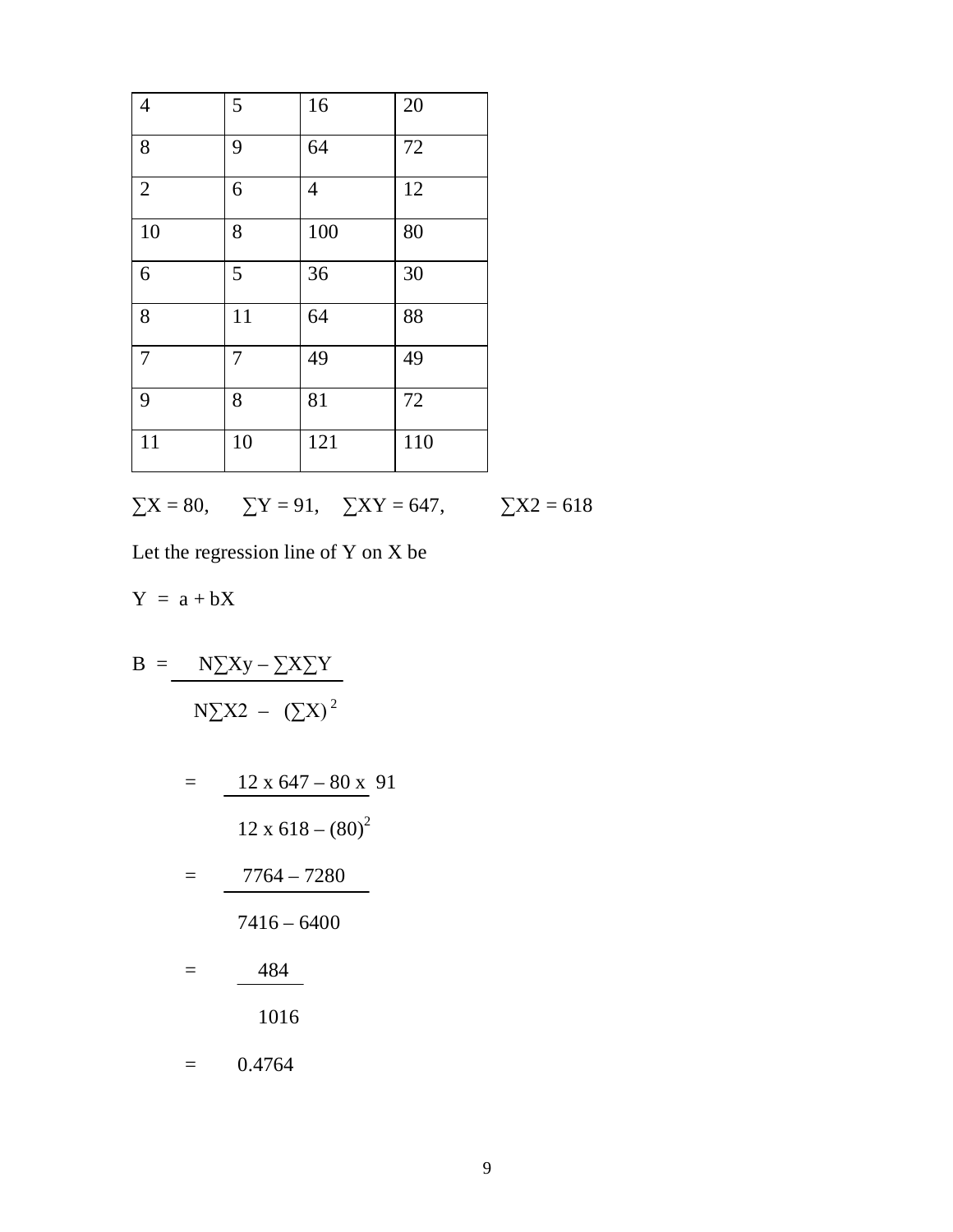| | | | |
|---|---|---|---|
| 4 | 5 | 16 | 20 |
| 8 | 9 | 64 | 72 |
| 2 | 6 | 4 | 12 |
| 10 | 8 | 100 | 80 |
| 6 | 5 | 36 | 30 |
| 8 | 11 | 64 | 88 |
| 7 | 7 | 49 | 49 |
| 9 | 8 | 81 | 72 |
| 11 | 10 | 121 | 110 |

$\sum X = 80$, $\sum Y = 91$, $\sum XY = 647$, $\sum X2 = 618$

Let the regression line of Y on X be

$Y = a + bX$

$$B = \frac{N\sum Xy - \sum X\sum Y}{N\sum X2 - (\sum X)^2}$$

$$= \frac{12 \times 647 - 80 \times 91}{12 \times 618 - (80)^2}$$

$$= \frac{7764 - 7280}{7416 - 6400}$$

$$= \frac{484}{1016}$$

$$= 0.4764$$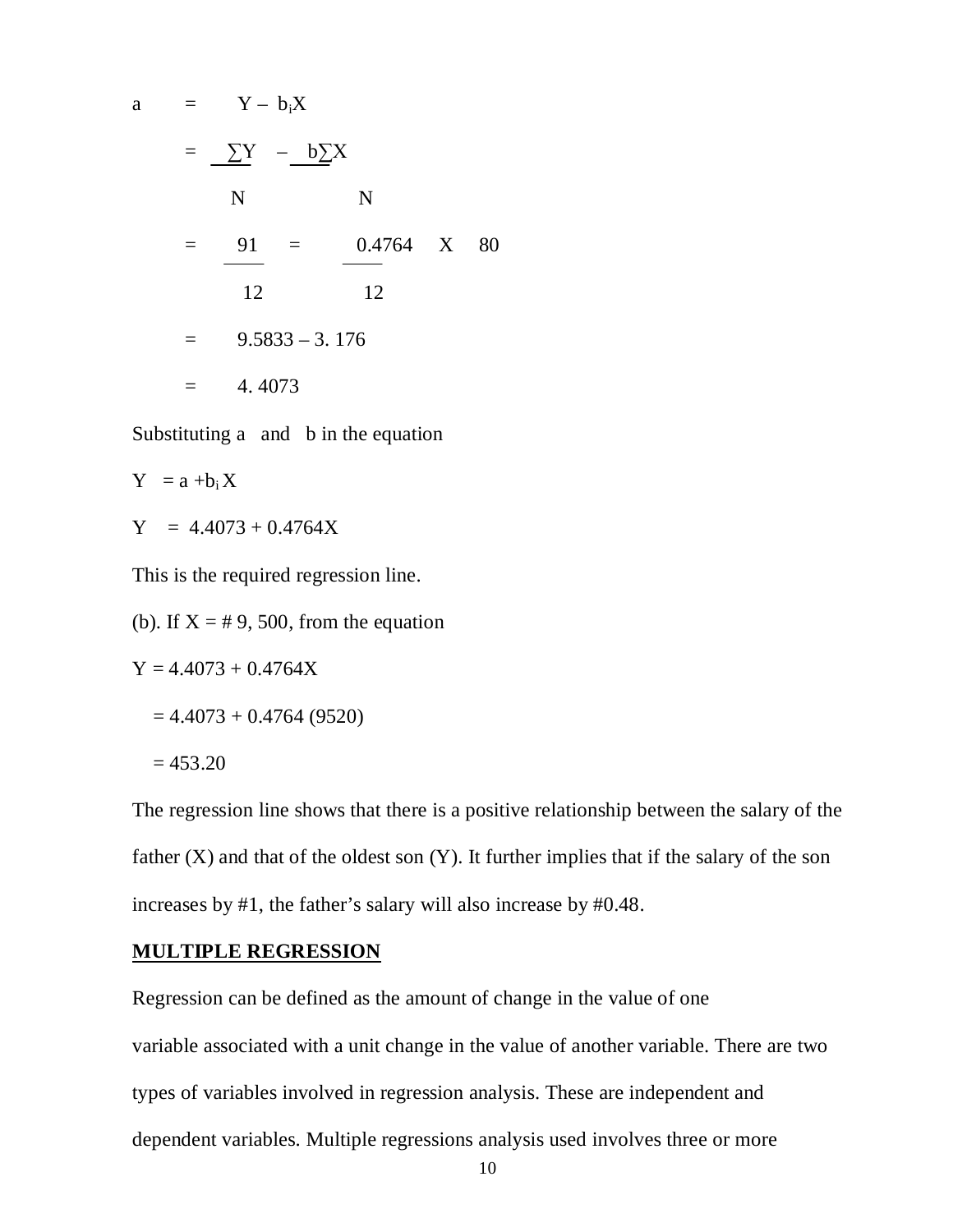$$a = Y - b_iX$$

$$= \frac{\sum Y}{N} - \frac{b\sum X}{N}$$

$$= \frac{91}{12} = \frac{0.4764}{12} \quad X \quad 80$$

$$= 9.5833 - 3.176$$

$$= 4.4073$$

Substituting a and b in the equation

$$Y = a + b_i X$$

$$Y = 4.4073 + 0.4764X$$

This is the required regression line.

(b). If X = # 9, 500, from the equation

$$Y = 4.4073 + 0.4764X$$

$$= 4.4073 + 0.4764 (9520)$$

$$= 453.20$$

The regression line shows that there is a positive relationship between the salary of the father (X) and that of the oldest son (Y). It further implies that if the salary of the son increases by #1, the father's salary will also increase by #0.48.

**MULTIPLE REGRESSION**

Regression can be defined as the amount of change in the value of one variable associated with a unit change in the value of another variable. There are two types of variables involved in regression analysis. These are independent and dependent variables. Multiple regressions analysis used involves three or more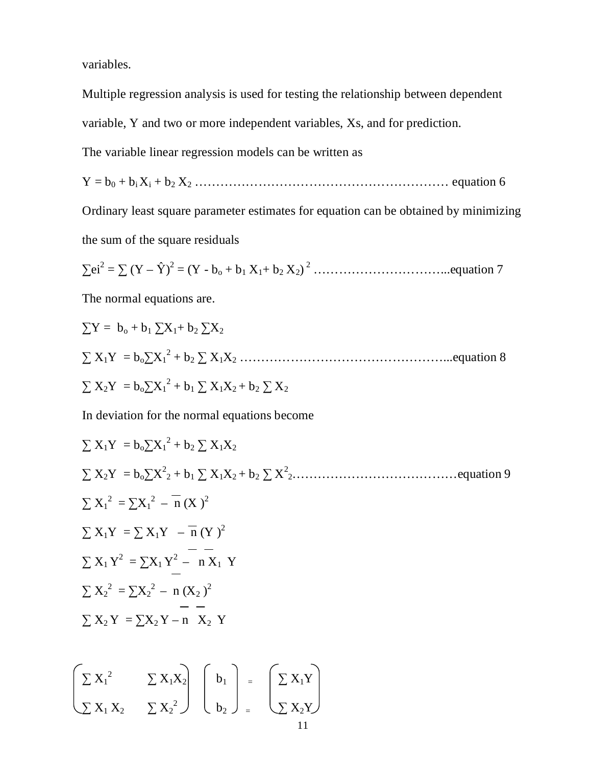variables.

Multiple regression analysis is used for testing the relationship between dependent variable, Y and two or more independent variables, Xs, and for prediction.

The variable linear regression models can be written as

$Y = b_0 + b_i X_i + b_2 X_2$ ………………………………………………………… equation 6

Ordinary least square parameter estimates for equation can be obtained by minimizing the sum of the square residuals

$\sum ei^2 = \sum (Y - \hat{Y})^2 = (Y - b_o + b_1 X_1 + b_2 X_2)^2$ …………………………...equation 7

The normal equations are.

$\sum Y = b_o + b_1 \sum X_1 + b_2 \sum X_2$

$\sum X_1 Y = b_o \sum X_1^2 + b_2 \sum X_1 X_2$ …………………………………………...equation 8

$\sum X_2 Y = b_o \sum X_1^2 + b_1 \sum X_1 X_2 + b_2 \sum X_2$

In deviation for the normal equations become

$\sum X_1 Y = b_o \sum X_1^2 + b_2 \sum X_1 X_2$

$\sum X_2 Y = b_o \sum X^2_2 + b_1 \sum X_1 X_2 + b_2 \sum X^2_2$…………………………………equation 9

$\sum X_1^2 = \sum X_1^2 - \overline{n} (X)^2$

$\sum X_1 Y = \sum X_1 Y - \overline{n} (Y)^2$

$\sum X_1 Y^2 = \sum X_1 Y^2 - n \overline{X_1} \overline{Y}$

$\sum X_2^2 = \sum X_2^2 - n (\overline{X_2})^2$

$\sum X_2 Y = \sum X_2 Y - n \overline{X_2} \overline{Y}$

$$\begin{pmatrix} \sum X_1^2 & \sum X_1 X_2 \\ \sum X_1 X_2 & \sum X_2^2 \end{pmatrix} \begin{pmatrix} b_1 \\ b_2 \end{pmatrix} = \begin{pmatrix} \sum X_1 Y \\ \sum X_2 Y \end{pmatrix}$$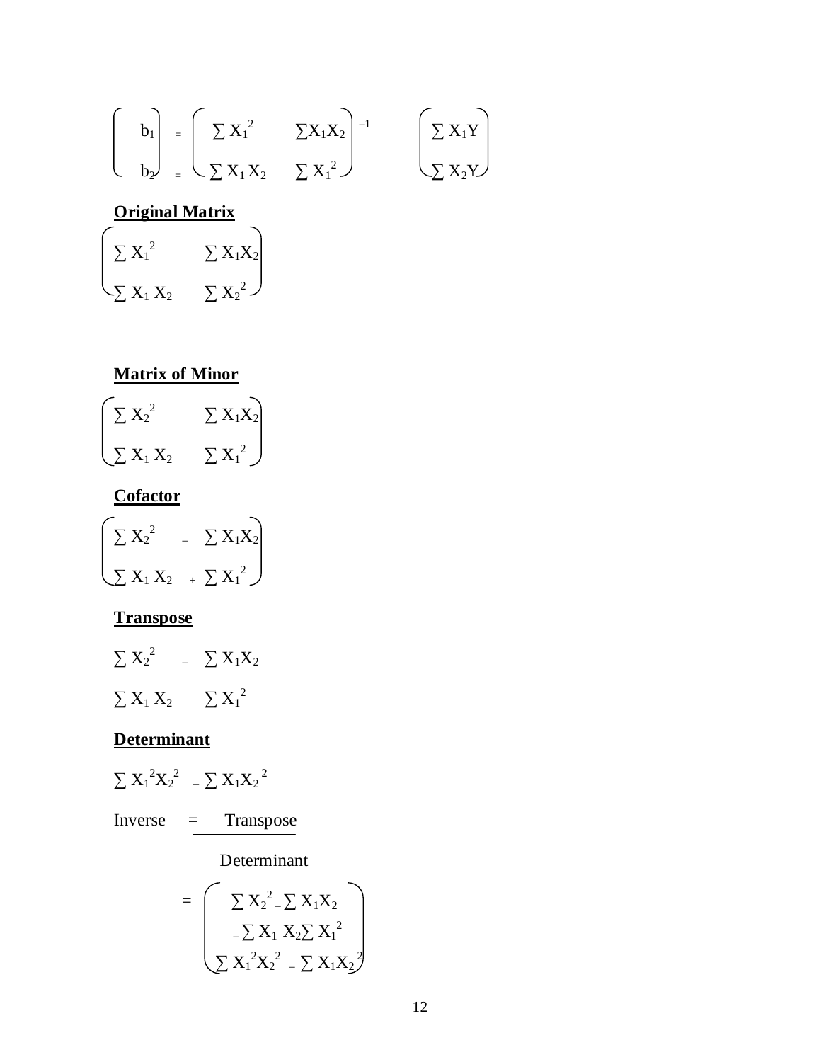$$\begin{pmatrix} b_1 \\ b_2 \end{pmatrix} = \begin{pmatrix} \sum X_1^2 & \sum X_1 X_2 \\ \sum X_1 X_2 & \sum X_1^2 \end{pmatrix}^{-1} \begin{pmatrix} \sum X_1 Y \\ \sum X_2 Y \end{pmatrix}$$

**Original Matrix**

$$\begin{pmatrix} \sum X_1^2 & \sum X_1 X_2 \\ \sum X_1 X_2 & \sum X_2^2 \end{pmatrix}$$

**Matrix of Minor**

$$\begin{pmatrix} \sum X_2^2 & \sum X_1 X_2 \\ \sum X_1 X_2 & \sum X_1^2 \end{pmatrix}$$

**Cofactor**

$$\begin{pmatrix} \sum X_2^2 & - \sum X_1 X_2 \\ \sum X_1 X_2 & + \sum X_1^2 \end{pmatrix}$$

**Transpose**

$$\begin{matrix} \sum X_2^2 & - \sum X_1 X_2 \\ \sum X_1 X_2 & \sum X_1^2 \end{matrix}$$

**Determinant**

$$\sum X_1^2 X_2^2 - \sum X_1 X_2^{\,2}$$

$$\text{Inverse} = \frac{\text{Transpose}}{\text{Determinant}}$$

$$= \begin{pmatrix} \dfrac{\begin{matrix} \sum X_2^2 - \sum X_1 X_2 \\ - \sum X_1 X_2 \sum X_1^2 \end{matrix}}{\sum X_1^2 X_2^2 - \sum X_1 X_2^2} \end{pmatrix}$$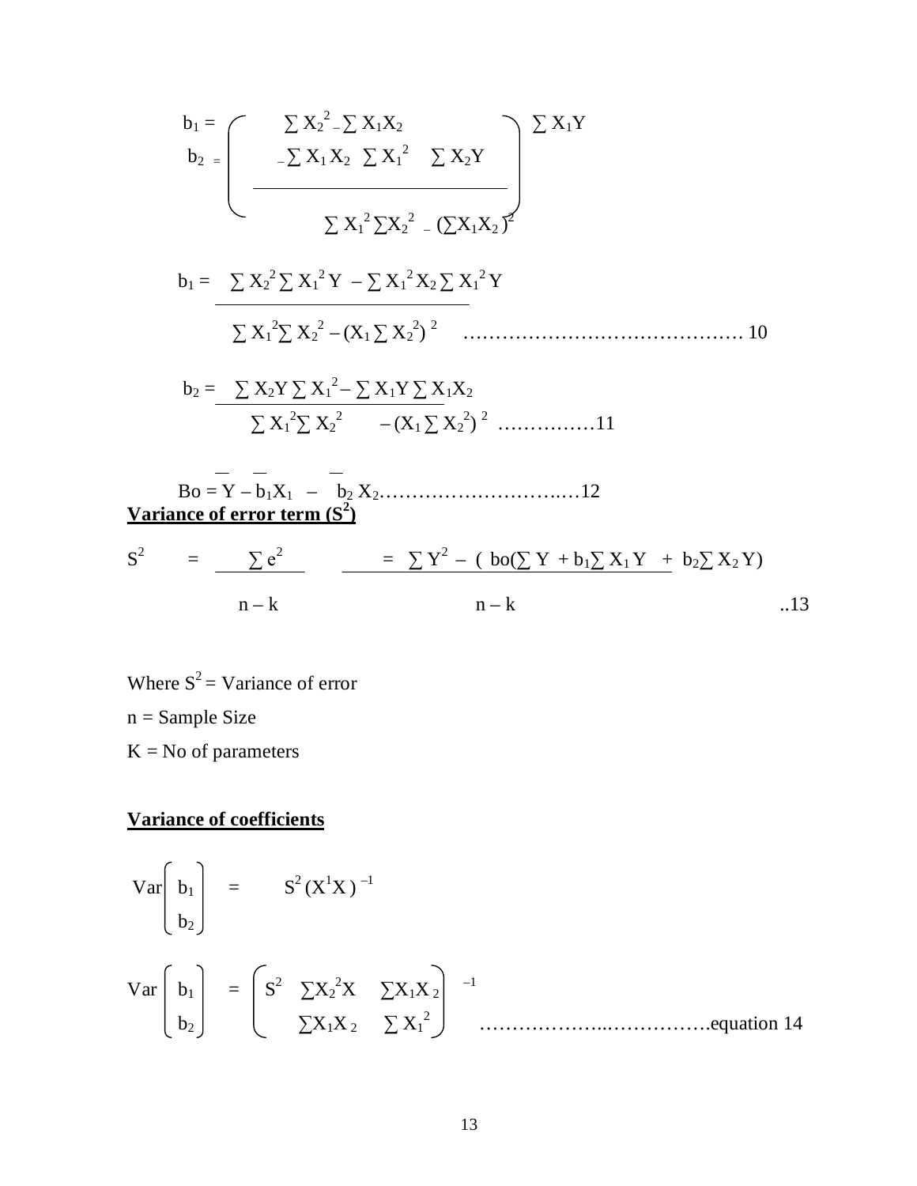$$\begin{pmatrix} b_1 \\ b_2 \end{pmatrix} = \left( \frac{\begin{matrix} \sum X_2^2 & -\sum X_1X_2 \\ -\sum X_1X_2 & \sum X_1^2 \end{matrix}}{\sum X_1^2 \sum X_2^2 - (\sum X_1X_2)^2} \right) \begin{matrix} \sum X_1Y \\ \sum X_2Y \end{matrix}$$

$$b_1 = \frac{\sum X_2^2 \sum X_1^2 Y - \sum X_1^2 X_2 \sum X_1^2 Y}{\sum X_1^2 \sum X_2^2 - (X_1 \sum X_2^2)^2} \quad \ldots\ldots\ldots\ldots\ldots\ldots\ldots\ldots\ldots\ldots\ldots\ldots\ldots 10$$

$$b_2 = \frac{\sum X_2Y \sum X_1^2 - \sum X_1Y \sum X_1X_2}{\sum X_1^2 \sum X_2^2 \quad - (X_1 \sum X_2^2)^2} \quad \ldots\ldots\ldots\ldots\ldots 11$$

$$Bo = \bar{Y} - b_1\bar{X}_1 - b_2 \bar{X}_2 \ldots\ldots\ldots\ldots\ldots\ldots\ldots\ldots\ldots\ldots 12$$

**Variance of error term ($S^2$)**

$$S^2 = \frac{\sum e^2}{n-k} = \frac{\sum Y^2 - (\; bo(\sum Y + b_1 \sum X_1 Y \;+\; b_2 \sum X_2 Y)}{n-k} \quad ..13$$

Where $S^2$ = Variance of error

n = Sample Size

K = No of parameters

**Variance of coefficients**

$$\text{Var}\begin{pmatrix} b_1 \\ b_2 \end{pmatrix} = S^2 (X^1X)^{-1}$$

$$\text{Var}\begin{pmatrix} b_1 \\ b_2 \end{pmatrix} = \begin{pmatrix} S^2 & \sum X_2^2 X & \sum X_1 X_2 \\ & \sum X_1 X_2 & \sum X_1^2 \end{pmatrix}^{-1} \quad \ldots\ldots\ldots\ldots\ldots\ldots\ldots\ldots\ldots\ldots\ldots\text{equation } 14$$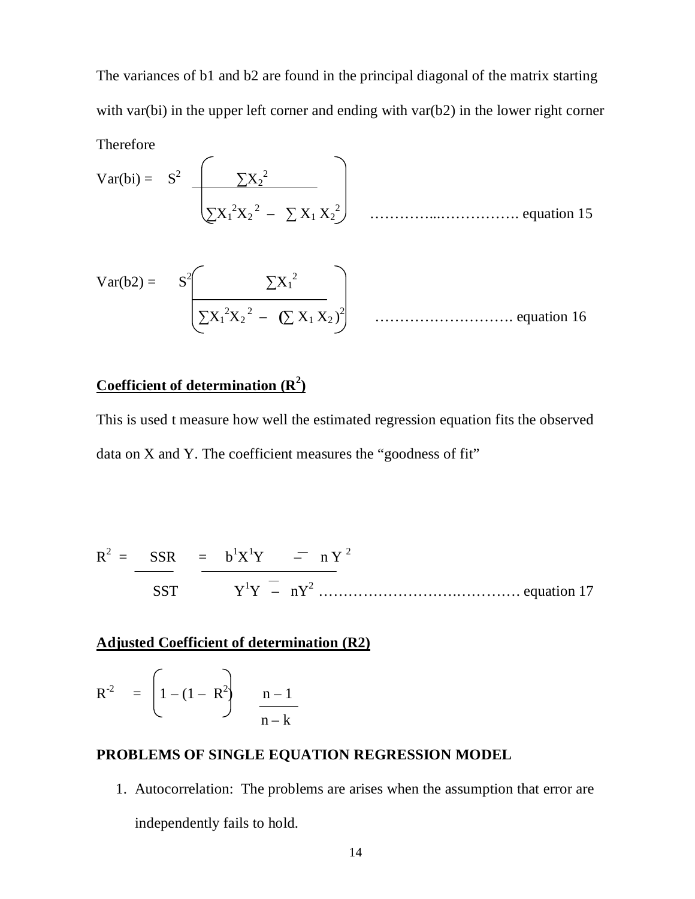The variances of b1 and b2 are found in the principal diagonal of the matrix starting with var(bi) in the upper left corner and ending with var(b2) in the lower right corner

Therefore

$$\text{Var(bi)} = S^2 \left( \frac{\sum X_2^2}{\sum X_1^2 X_2^2 - \sum X_1 X_2^2} \right) \quad \text{………….………………. equation 15}$$

$$\text{Var(b2)} = S^2 \left( \frac{\sum X_1^2}{\sum X_1^2 X_2^2 - (\sum X_1 X_2)^2} \right) \quad \text{………………………. equation 16}$$

**Coefficient of determination ($R^2$)**

This is used t measure how well the estimated regression equation fits the observed data on X and Y. The coefficient measures the "goodness of fit"

$$R^2 = \frac{SSR}{SST} = \frac{b^1X^1Y - n\bar{Y}^2}{Y^1Y - n\bar{Y}^2} \quad \text{…………………….………… equation 17}$$

**Adjusted Coefficient of determination (R2)**

$$R^{-2} = \left( 1 - (1 - R^2) \right) \frac{n-1}{n-k}$$

**PROBLEMS OF SINGLE EQUATION REGRESSION MODEL**

1. Autocorrelation: The problems are arises when the assumption that error are independently fails to hold.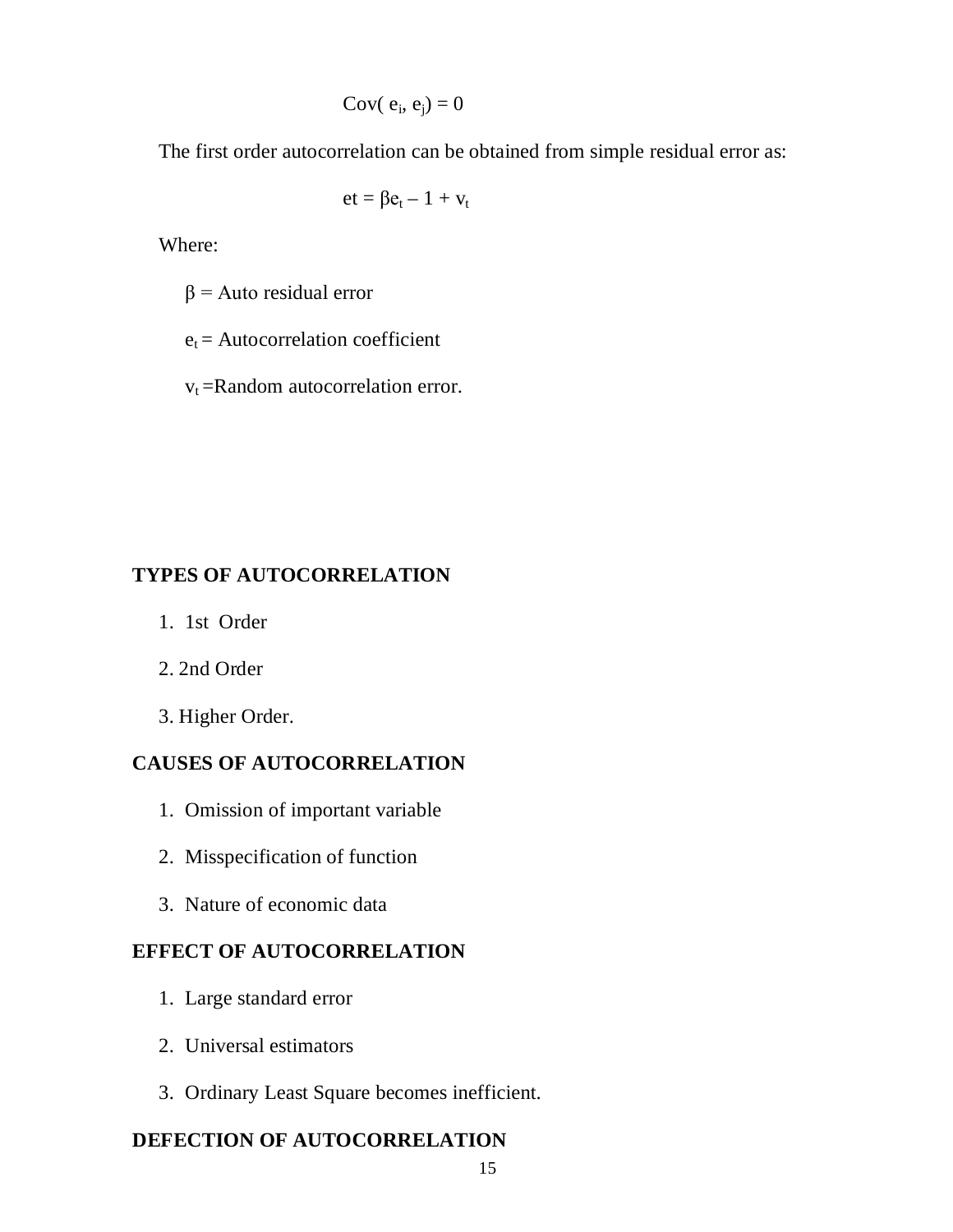$$\text{Cov}(e_i, e_j) = 0$$

The first order autocorrelation can be obtained from simple residual error as:

$$et = \beta e_t - 1 + v_t$$

Where:

$\beta$ = Auto residual error

$e_t$ = Autocorrelation coefficient

$v_t$ =Random autocorrelation error.

**TYPES OF AUTOCORRELATION**

1. 1st Order
2. 2nd Order
3. Higher Order.

**CAUSES OF AUTOCORRELATION**

1. Omission of important variable
2. Misspecification of function
3. Nature of economic data

**EFFECT OF AUTOCORRELATION**

1. Large standard error
2. Universal estimators
3. Ordinary Least Square becomes inefficient.

**DEFECTION OF AUTOCORRELATION**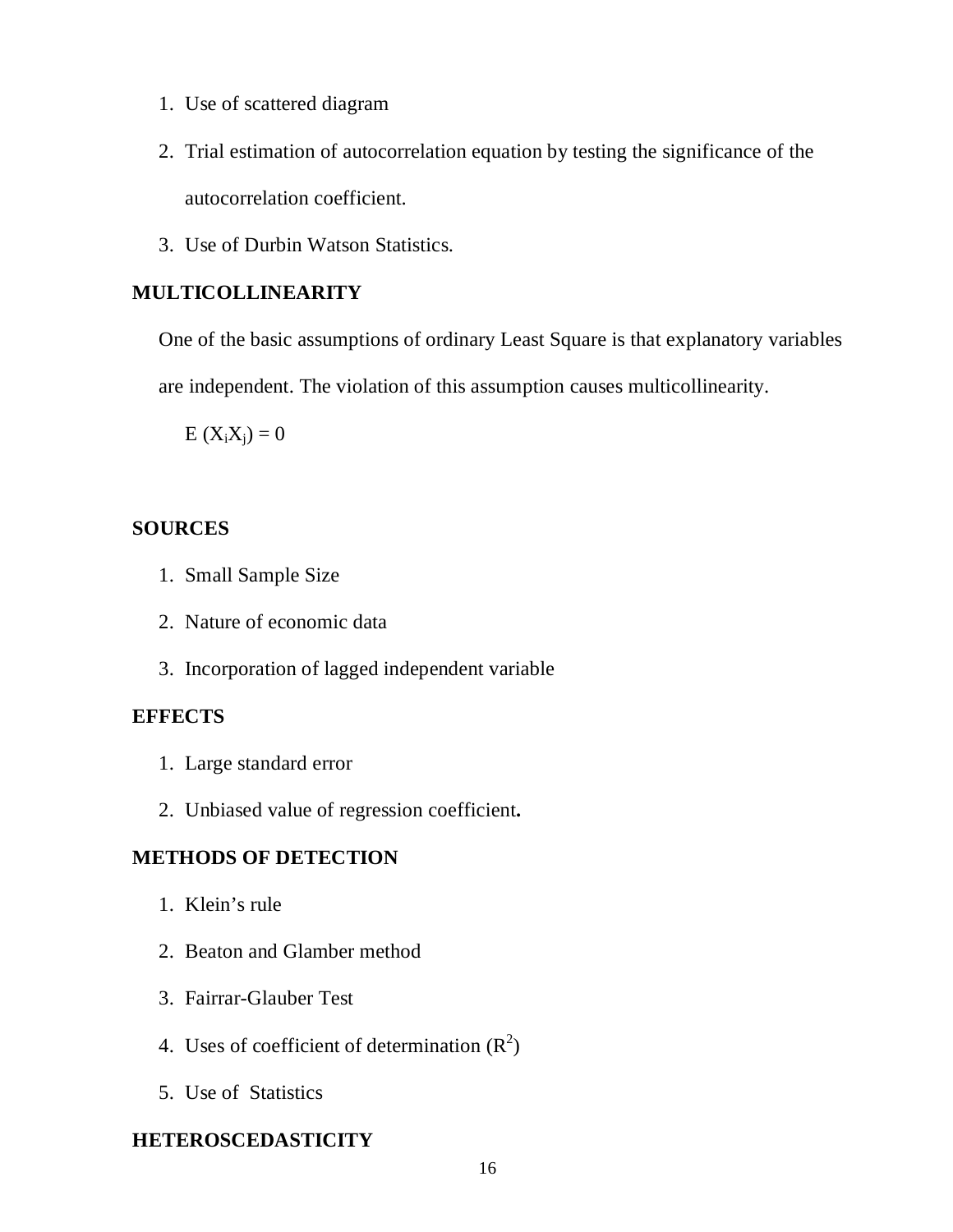1. Use of scattered diagram
2. Trial estimation of autocorrelation equation by testing the significance of the autocorrelation coefficient.
3. Use of Durbin Watson Statistics.

**MULTICOLLINEARITY**

One of the basic assumptions of ordinary Least Square is that explanatory variables are independent. The violation of this assumption causes multicollinearity.

$E(X_i X_j) = 0$

**SOURCES**

1. Small Sample Size
2. Nature of economic data
3. Incorporation of lagged independent variable

**EFFECTS**

1. Large standard error
2. Unbiased value of regression coefficient**.**

**METHODS OF DETECTION**

1. Klein's rule
2. Beaton and Glamber method
3. Fairrar-Glauber Test
4. Uses of coefficient of determination ($R^2$)
5. Use of Statistics

**HETEROSCEDASTICITY**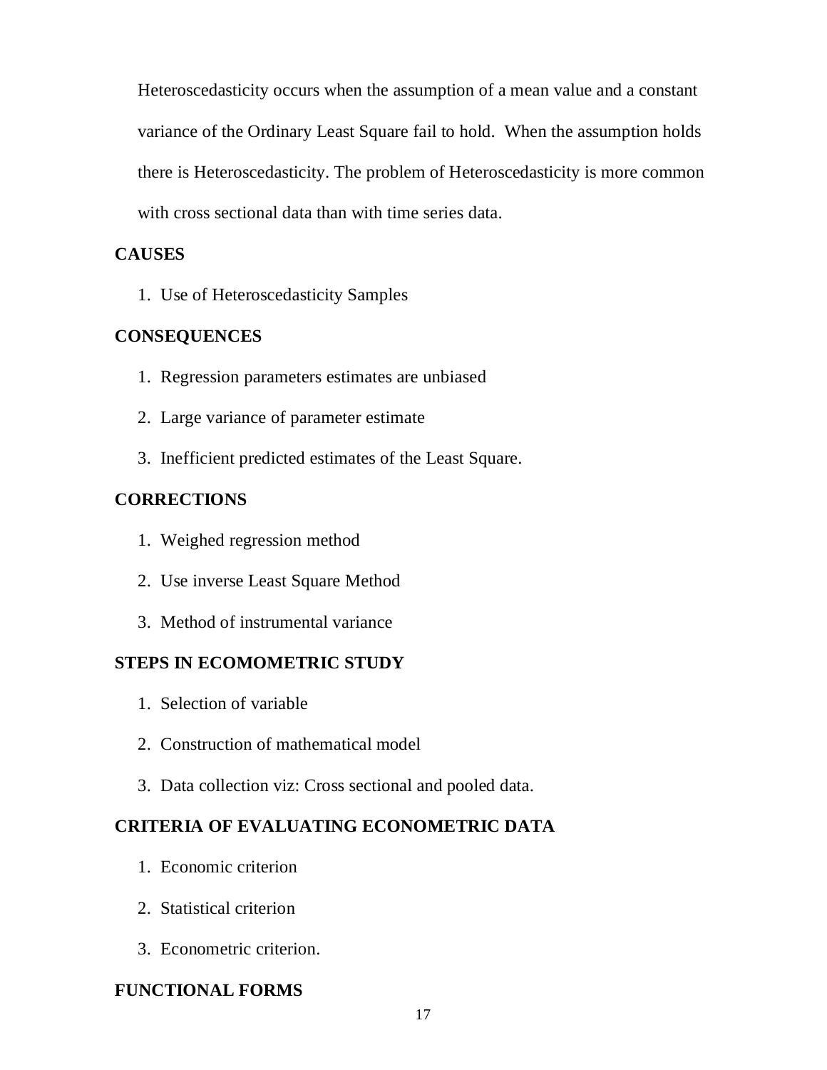Heteroscedasticity occurs when the assumption of a mean value and a constant variance of the Ordinary Least Square fail to hold. When the assumption holds there is Heteroscedasticity. The problem of Heteroscedasticity is more common with cross sectional data than with time series data.

**CAUSES**

1. Use of Heteroscedasticity Samples

**CONSEQUENCES**

1. Regression parameters estimates are unbiased
2. Large variance of parameter estimate
3. Inefficient predicted estimates of the Least Square.

**CORRECTIONS**

1. Weighed regression method
2. Use inverse Least Square Method
3. Method of instrumental variance

**STEPS IN ECOMOMETRIC STUDY**

1. Selection of variable
2. Construction of mathematical model
3. Data collection viz: Cross sectional and pooled data.

**CRITERIA OF EVALUATING ECONOMETRIC DATA**

1. Economic criterion
2. Statistical criterion
3. Econometric criterion.

**FUNCTIONAL FORMS**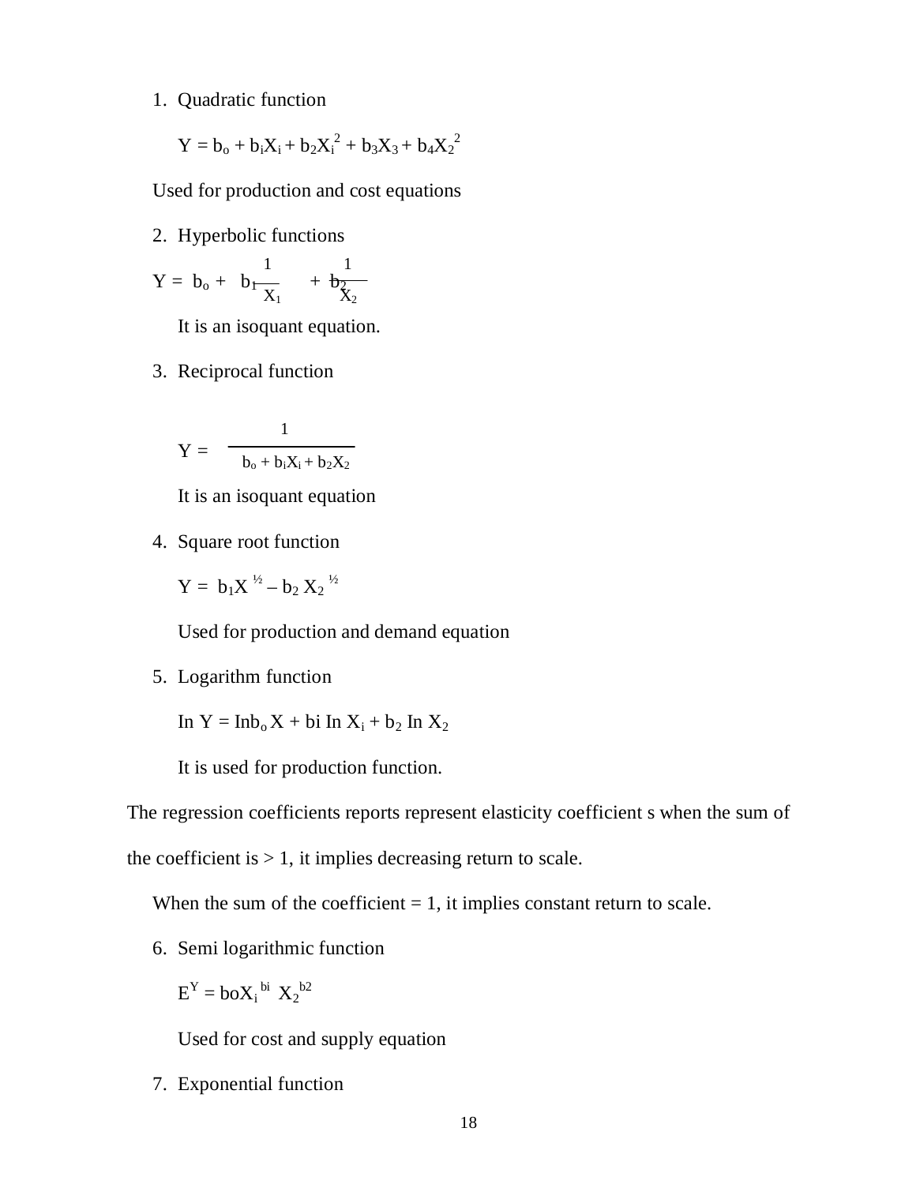1. Quadratic function

   $$Y = b_o + b_iX_i + b_2X_i^2 + b_3X_3 + b_4X_2^2$$

   Used for production and cost equations

2. Hyperbolic functions

   $$Y = b_o + b_1\frac{1}{X_1} + b_2\frac{1}{X_2}$$

   It is an isoquant equation.

3. Reciprocal function

   $$Y = \frac{1}{b_o + b_iX_i + b_2X_2}$$

   It is an isoquant equation

4. Square root function

   $$Y = b_1X^{½} – b_2 X_2^{½}$$

   Used for production and demand equation

5. Logarithm function

   $$\text{In } Y = \text{In} b_o X + bi \text{ In } X_i + b_2 \text{ In } X_2$$

   It is used for production function.

The regression coefficients reports represent elasticity coefficient s when the sum of the coefficient is > 1, it implies decreasing return to scale.

When the sum of the coefficient = 1, it implies constant return to scale.

6. Semi logarithmic function

   $$E^Y = boX_i^{bi} X_2^{b2}$$

   Used for cost and supply equation

7. Exponential function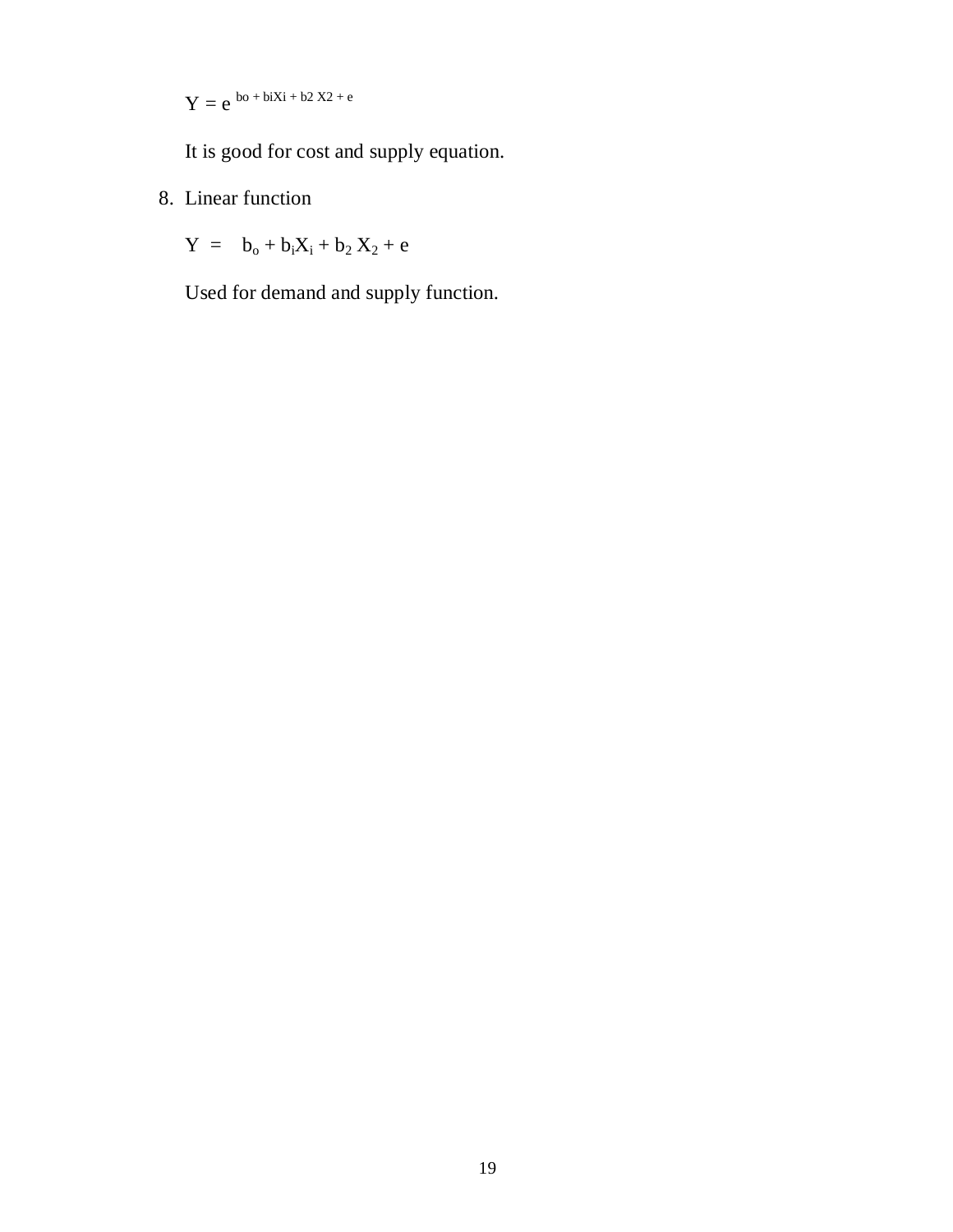$$Y = e^{bo + biXi + b2\ X2 + e}$$

It is good for cost and supply equation.

8. Linear function

   $$Y = b_o + b_iX_i + b_2\ X_2 + e$$

   Used for demand and supply function.